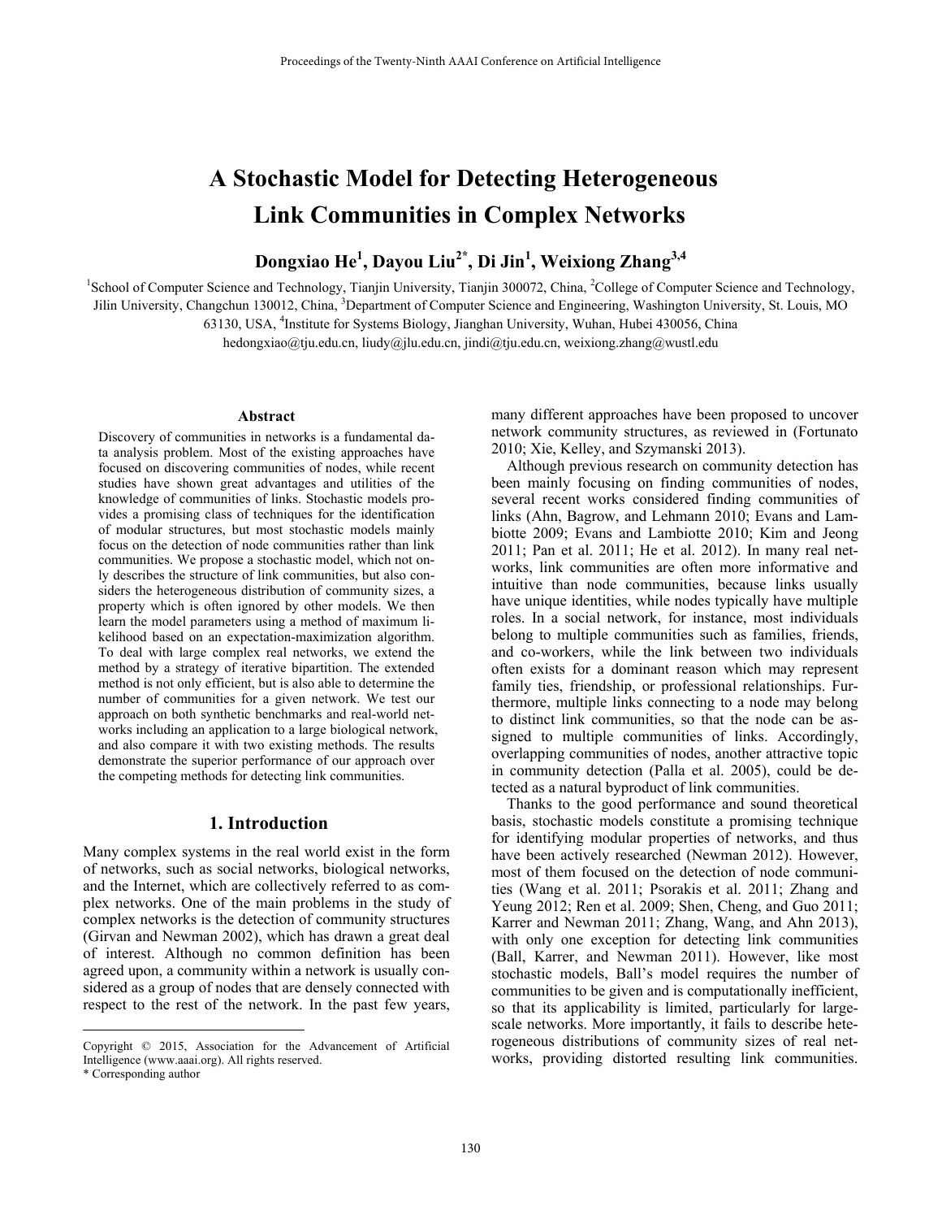# A Stochastic Model for Detecting Heterogeneous Link Communities in Complex Networks

**Dongxiao He[1], Dayou Liu[2*], Di Jin[1], Weixiong Zhang[3,4]**

[1]School of Computer Science and Technology, Tianjin University, Tianjin 300072, China, [2]College of Computer Science and Technology, Jilin University, Changchun 130012, China, [3]Department of Computer Science and Engineering, Washington University, St. Louis, MO 63130, USA, [4]Institute for Systems Biology, Jianghan University, Wuhan, Hubei 430056, China

hedongxiao@tju.edu.cn, liudy@jlu.edu.cn, jindi@tju.edu.cn, weixiong.zhang@wustl.edu

### Abstract

Discovery of communities in networks is a fundamental data analysis problem. Most of the existing approaches have focused on discovering communities of nodes, while recent studies have shown great advantages and utilities of the knowledge of communities of links. Stochastic models provides a promising class of techniques for the identification of modular structures, but most stochastic models mainly focus on the detection of node communities rather than link communities. We propose a stochastic model, which not only describes the structure of link communities, but also considers the heterogeneous distribution of community sizes, a property which is often ignored by other models. We then learn the model parameters using a method of maximum likelihood based on an expectation-maximization algorithm. To deal with large complex real networks, we extend the method by a strategy of iterative bipartition. The extended method is not only efficient, but is also able to determine the number of communities for a given network. We test our approach on both synthetic benchmarks and real-world networks including an application to a large biological network, and also compare it with two existing methods. The results demonstrate the superior performance of our approach over the competing methods for detecting link communities.

## 1. Introduction

Many complex systems in the real world exist in the form of networks, such as social networks, biological networks, and the Internet, which are collectively referred to as complex networks. One of the main problems in the study of complex networks is the detection of community structures (Girvan and Newman 2002), which has drawn a great deal of interest. Although no common definition has been agreed upon, a community within a network is usually considered as a group of nodes that are densely connected with respect to the rest of the network. In the past few years, many different approaches have been proposed to uncover network community structures, as reviewed in (Fortunato 2010; Xie, Kelley, and Szymanski 2013).

Although previous research on community detection has been mainly focusing on finding communities of nodes, several recent works considered finding communities of links (Ahn, Bagrow, and Lehmann 2010; Evans and Lambiotte 2009; Evans and Lambiotte 2010; Kim and Jeong 2011; Pan et al. 2011; He et al. 2012). In many real networks, link communities are often more informative and intuitive than node communities, because links usually have unique identities, while nodes typically have multiple roles. In a social network, for instance, most individuals belong to multiple communities such as families, friends, and co-workers, while the link between two individuals often exists for a dominant reason which may represent family ties, friendship, or professional relationships. Furthermore, multiple links connecting to a node may belong to distinct link communities, so that the node can be assigned to multiple communities of links. Accordingly, overlapping communities of nodes, another attractive topic in community detection (Palla et al. 2005), could be detected as a natural byproduct of link communities.

Thanks to the good performance and sound theoretical basis, stochastic models constitute a promising technique for identifying modular properties of networks, and thus have been actively researched (Newman 2012). However, most of them focused on the detection of node communities (Wang et al. 2011; Psorakis et al. 2011; Zhang and Yeung 2012; Ren et al. 2009; Shen, Cheng, and Guo 2011; Karrer and Newman 2011; Zhang, Wang, and Ahn 2013), with only one exception for detecting link communities (Ball, Karrer, and Newman 2011). However, like most stochastic models, Ball's model requires the number of communities to be given and is computationally inefficient, so that its applicability is limited, particularly for large-scale networks. More importantly, it fails to describe heterogeneous distributions of community sizes of real networks, providing distorted resulting link communities.

Copyright © 2015, Association for the Advancement of Artificial Intelligence (www.aaai.org). All rights reserved.

\* Corresponding author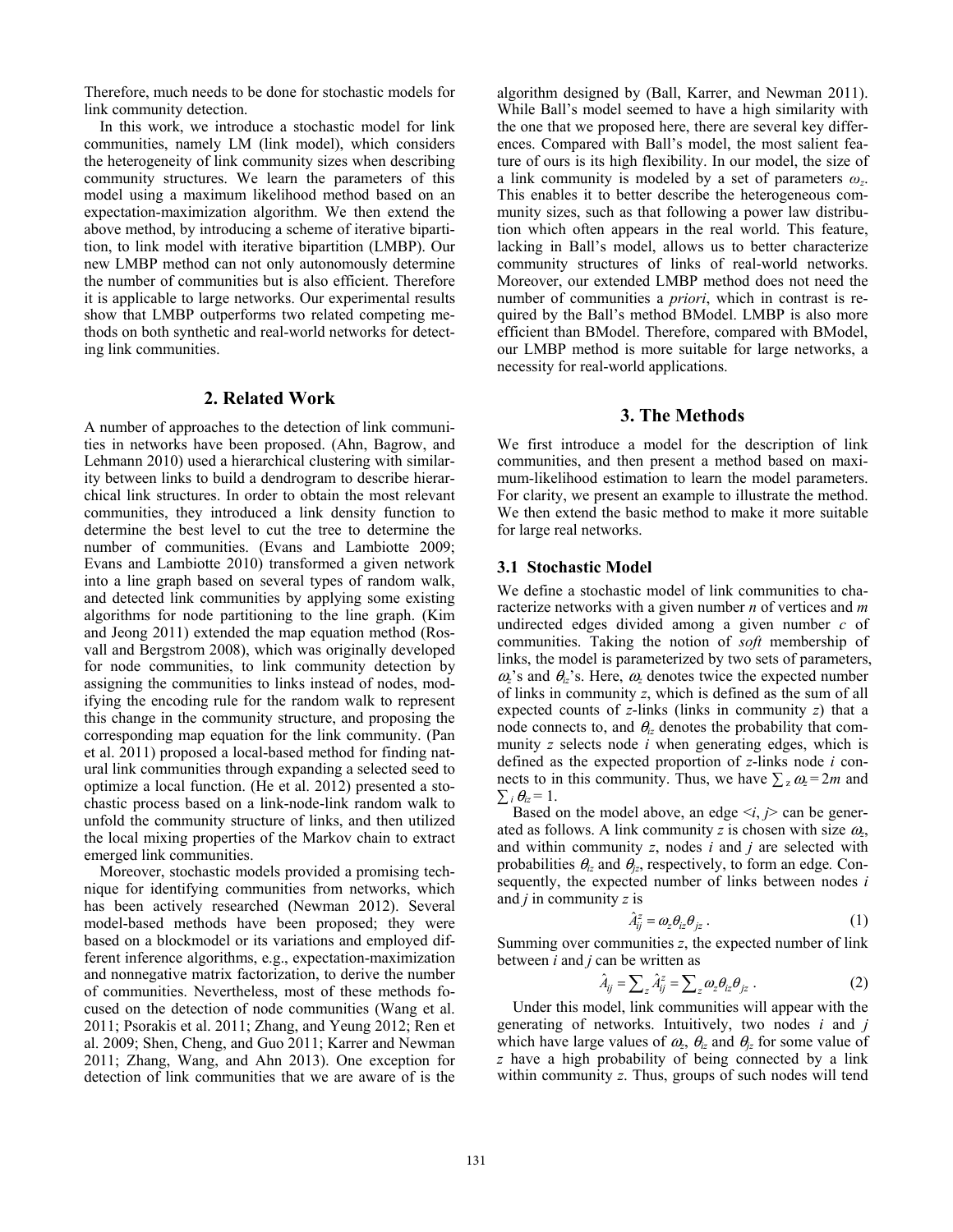Therefore, much needs to be done for stochastic models for link community detection.

In this work, we introduce a stochastic model for link communities, namely LM (link model), which considers the heterogeneity of link community sizes when describing community structures. We learn the parameters of this model using a maximum likelihood method based on an expectation-maximization algorithm. We then extend the above method, by introducing a scheme of iterative bipartition, to link model with iterative bipartition (LMBP). Our new LMBP method can not only autonomously determine the number of communities but is also efficient. Therefore it is applicable to large networks. Our experimental results show that LMBP outperforms two related competing methods on both synthetic and real-world networks for detecting link communities.

## 2. Related Work

A number of approaches to the detection of link communities in networks have been proposed. (Ahn, Bagrow, and Lehmann 2010) used a hierarchical clustering with similarity between links to build a dendrogram to describe hierarchical link structures. In order to obtain the most relevant communities, they introduced a link density function to determine the best level to cut the tree to determine the number of communities. (Evans and Lambiotte 2009; Evans and Lambiotte 2010) transformed a given network into a line graph based on several types of random walk, and detected link communities by applying some existing algorithms for node partitioning to the line graph. (Kim and Jeong 2011) extended the map equation method (Rosvall and Bergstrom 2008), which was originally developed for node communities, to link community detection by assigning the communities to links instead of nodes, modifying the encoding rule for the random walk to represent this change in the community structure, and proposing the corresponding map equation for the link community. (Pan et al. 2011) proposed a local-based method for finding natural link communities through expanding a selected seed to optimize a local function. (He et al. 2012) presented a stochastic process based on a link-node-link random walk to unfold the community structure of links, and then utilized the local mixing properties of the Markov chain to extract emerged link communities.

Moreover, stochastic models provided a promising technique for identifying communities from networks, which has been actively researched (Newman 2012). Several model-based methods have been proposed; they were based on a blockmodel or its variations and employed different inference algorithms, e.g., expectation-maximization and nonnegative matrix factorization, to derive the number of communities. Nevertheless, most of these methods focused on the detection of node communities (Wang et al. 2011; Psorakis et al. 2011; Zhang, and Yeung 2012; Ren et al. 2009; Shen, Cheng, and Guo 2011; Karrer and Newman 2011; Zhang, Wang, and Ahn 2013). One exception for detection of link communities that we are aware of is the algorithm designed by (Ball, Karrer, and Newman 2011). While Ball's model seemed to have a high similarity with the one that we proposed here, there are several key differences. Compared with Ball's model, the most salient feature of ours is its high flexibility. In our model, the size of a link community is modeled by a set of parameters $\omega_z$. This enables it to better describe the heterogeneous community sizes, such as that following a power law distribution which often appears in the real world. This feature, lacking in Ball's model, allows us to better characterize community structures of links of real-world networks. Moreover, our extended LMBP method does not need the number of communities a *priori*, which in contrast is required by the Ball's method BModel. LMBP is also more efficient than BModel. Therefore, compared with BModel, our LMBP method is more suitable for large networks, a necessity for real-world applications.

## 3. The Methods

We first introduce a model for the description of link communities, and then present a method based on maximum-likelihood estimation to learn the model parameters. For clarity, we present an example to illustrate the method. We then extend the basic method to make it more suitable for large real networks.

### 3.1 Stochastic Model

We define a stochastic model of link communities to characterize networks with a given number $n$ of vertices and $m$ undirected edges divided among a given number $c$ of communities. Taking the notion of *soft* membership of links, the model is parameterized by two sets of parameters, $\omega_z$'s and $\theta_{iz}$'s. Here, $\omega_z$ denotes twice the expected number of links in community $z$, which is defined as the sum of all expected counts of $z$-links (links in community $z$) that a node connects to, and $\theta_{iz}$ denotes the probability that community $z$ selects node $i$ when generating edges, which is defined as the expected proportion of $z$-links node $i$ connects to in this community. Thus, we have $\sum_z \omega_z = 2m$ and $\sum_i \theta_{iz} = 1$.

Based on the model above, an edge $<i, j>$ can be generated as follows. A link community $z$ is chosen with size $\omega_z$, and within community $z$, nodes $i$ and $j$ are selected with probabilities $\theta_{iz}$ and $\theta_{jz}$, respectively, to form an edge. Consequently, the expected number of links between nodes $i$ and $j$ in community $z$ is

$$\hat{A}_{ij}^{z} = \omega_z \theta_{iz} \theta_{jz} . \tag{1}$$

Summing over communities $z$, the expected number of link between $i$ and $j$ can be written as

$$\hat{A}_{ij} = \sum_z \hat{A}_{ij}^{z} = \sum_z \omega_z \theta_{iz} \theta_{jz} . \tag{2}$$

Under this model, link communities will appear with the generating of networks. Intuitively, two nodes $i$ and $j$ which have large values of $\omega_z$, $\theta_{iz}$ and $\theta_{jz}$ for some value of $z$ have a high probability of being connected by a link within community $z$. Thus, groups of such nodes will tend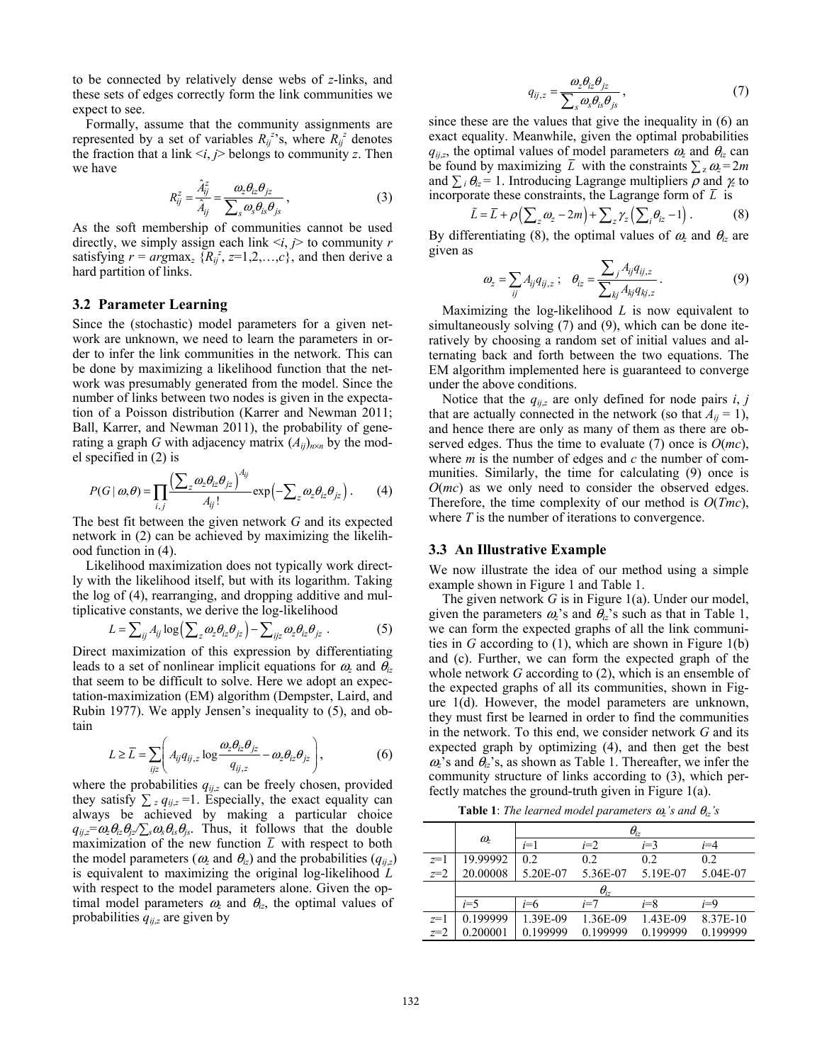to be connected by relatively dense webs of $z$-links, and these sets of edges correctly form the link communities we expect to see.

Formally, assume that the community assignments are represented by a set of variables $R_{ij}^z$'s, where $R_{ij}^z$ denotes the fraction that a link $<i, j>$ belongs to community $z$. Then we have

$$R_{ij}^z = \frac{\hat{A}_{ij}^z}{\hat{A}_{ij}} = \frac{\omega_z \theta_{iz} \theta_{jz}}{\sum_s \omega_s \theta_{is} \theta_{js}}, \tag{3}$$

As the soft membership of communities cannot be used directly, we simply assign each link $<i, j>$ to community $r$ satisfying $r = arg\max_z \{R_{ij}^z, z=1,2,\ldots,c\}$, and then derive a hard partition of links.

### 3.2 Parameter Learning

Since the (stochastic) model parameters for a given network are unknown, we need to learn the parameters in order to infer the link communities in the network. This can be done by maximizing a likelihood function that the network was presumably generated from the model. Since the number of links between two nodes is given in the expectation of a Poisson distribution (Karrer and Newman 2011; Ball, Karrer, and Newman 2011), the probability of generating a graph $G$ with adjacency matrix $(A_{ij})_{n\times n}$ by the model specified in (2) is

$$P(G \mid \omega, \theta) = \prod_{i,j} \frac{\left(\sum_z \omega_z \theta_{iz} \theta_{jz}\right)^{A_{ij}}}{A_{ij}!} \exp\left(-\sum_z \omega_z \theta_{iz} \theta_{jz}\right). \tag{4}$$

The best fit between the given network $G$ and its expected network in (2) can be achieved by maximizing the likelihood function in (4).

Likelihood maximization does not typically work directly with the likelihood itself, but with its logarithm. Taking the log of (4), rearranging, and dropping additive and multiplicative constants, we derive the log-likelihood

$$L = \sum_{ij} A_{ij} \log\left(\sum_z \omega_z \theta_{iz} \theta_{jz}\right) - \sum_{ijz} \omega_z \theta_{iz} \theta_{jz}. \tag{5}$$

Direct maximization of this expression by differentiating leads to a set of nonlinear implicit equations for $\omega_z$ and $\theta_{iz}$ that seem to be difficult to solve. Here we adopt an expectation-maximization (EM) algorithm (Dempster, Laird, and Rubin 1977). We apply Jensen's inequality to (5), and obtain

$$L \geq \bar{L} = \sum_{ijz} \left( A_{ij} q_{ij,z} \log \frac{\omega_z \theta_{iz} \theta_{jz}}{q_{ij,z}} - \omega_z \theta_{iz} \theta_{jz} \right), \tag{6}$$

where the probabilities $q_{ij,z}$ can be freely chosen, provided they satisfy $\sum_z q_{ij,z} = 1$. Especially, the exact equality can always be achieved by making a particular choice $q_{ij,z} = \omega_z \theta_{iz} \theta_{jz} / \sum_s \omega_s \theta_{is} \theta_{js}$. Thus, it follows that the double maximization of the new function $\bar{L}$ with respect to both the model parameters ($\omega_z$ and $\theta_{iz}$) and the probabilities ($q_{ij,z}$) is equivalent to maximizing the original log-likelihood $L$ with respect to the model parameters alone. Given the optimal model parameters $\omega_z$ and $\theta_{iz}$, the optimal values of probabilities $q_{ij,z}$ are given by

$$q_{ij,z} = \frac{\omega_z \theta_{iz} \theta_{jz}}{\sum_s \omega_s \theta_{is} \theta_{js}}, \tag{7}$$

since these are the values that give the inequality in (6) an exact equality. Meanwhile, given the optimal probabilities $q_{ij,z}$, the optimal values of model parameters $\omega_z$ and $\theta_{iz}$ can be found by maximizing $\bar{L}$ with the constraints $\sum_z \omega_z = 2m$ and $\sum_i \theta_{iz} = 1$. Introducing Lagrange multipliers $\rho$ and $\gamma_z$ to incorporate these constraints, the Lagrange form of $\bar{L}$ is

$$\tilde{L} = \bar{L} + \rho\left(\sum_z \omega_z - 2m\right) + \sum_z \gamma_z \left(\sum_i \theta_{iz} - 1\right). \tag{8}$$

By differentiating (8), the optimal values of $\omega_z$ and $\theta_{iz}$ are given as

$$\omega_z = \sum_{ij} A_{ij} q_{ij,z}; \quad \theta_{iz} = \frac{\sum_j A_{ij} q_{ij,z}}{\sum_{kj} A_{kj} q_{kj,z}}. \tag{9}$$

Maximizing the log-likelihood $L$ is now equivalent to simultaneously solving (7) and (9), which can be done iteratively by choosing a random set of initial values and alternating back and forth between the two equations. The EM algorithm implemented here is guaranteed to converge under the above conditions.

Notice that the $q_{ij,z}$ are only defined for node pairs $i$, $j$ that are actually connected in the network (so that $A_{ij} = 1$), and hence there are only as many of them as there are observed edges. Thus the time to evaluate (7) once is $O(mc)$, where $m$ is the number of edges and $c$ the number of communities. Similarly, the time for calculating (9) once is $O(mc)$ as we only need to consider the observed edges. Therefore, the time complexity of our method is $O(Tmc)$, where $T$ is the number of iterations to convergence.

### 3.3 An Illustrative Example

We now illustrate the idea of our method using a simple example shown in Figure 1 and Table 1.

The given network $G$ is in Figure 1(a). Under our model, given the parameters $\omega_z$'s and $\theta_{iz}$'s such as that in Table 1, we can form the expected graphs of all the link communities in $G$ according to (1), which are shown in Figure 1(b) and (c). Further, we can form the expected graph of the whole network $G$ according to (2), which is an ensemble of the expected graphs of all its communities, shown in Figure 1(d). However, the model parameters are unknown, they must first be learned in order to find the communities in the network. To this end, we consider network $G$ and its expected graph by optimizing (4), and then get the best $\omega_z$'s and $\theta_{iz}$'s, as shown as Table 1. Thereafter, we infer the community structure of links according to (3), which perfectly matches the ground-truth given in Figure 1(a).

**Table 1**: *The learned model parameters $\omega_z$'s and $\theta_{iz}$'s*

| | $\omega_z$ | $\theta_{iz}$ | | | |
|---|---|---|---|---|---|
| | | $i$=1 | $i$=2 | $i$=3 | $i$=4 |
| $z$=1 | 19.99992 | 0.2 | 0.2 | 0.2 | 0.2 |
| $z$=2 | 20.00008 | 5.20E-07 | 5.36E-07 | 5.19E-07 | 5.04E-07 |
| | $\theta_{iz}$ | | | | |
| | $i$=5 | $i$=6 | $i$=7 | $i$=8 | $i$=9 |
| $z$=1 | 0.199999 | 1.39E-09 | 1.36E-09 | 1.43E-09 | 8.37E-10 |
| $z$=2 | 0.200001 | 0.199999 | 0.199999 | 0.199999 | 0.199999 |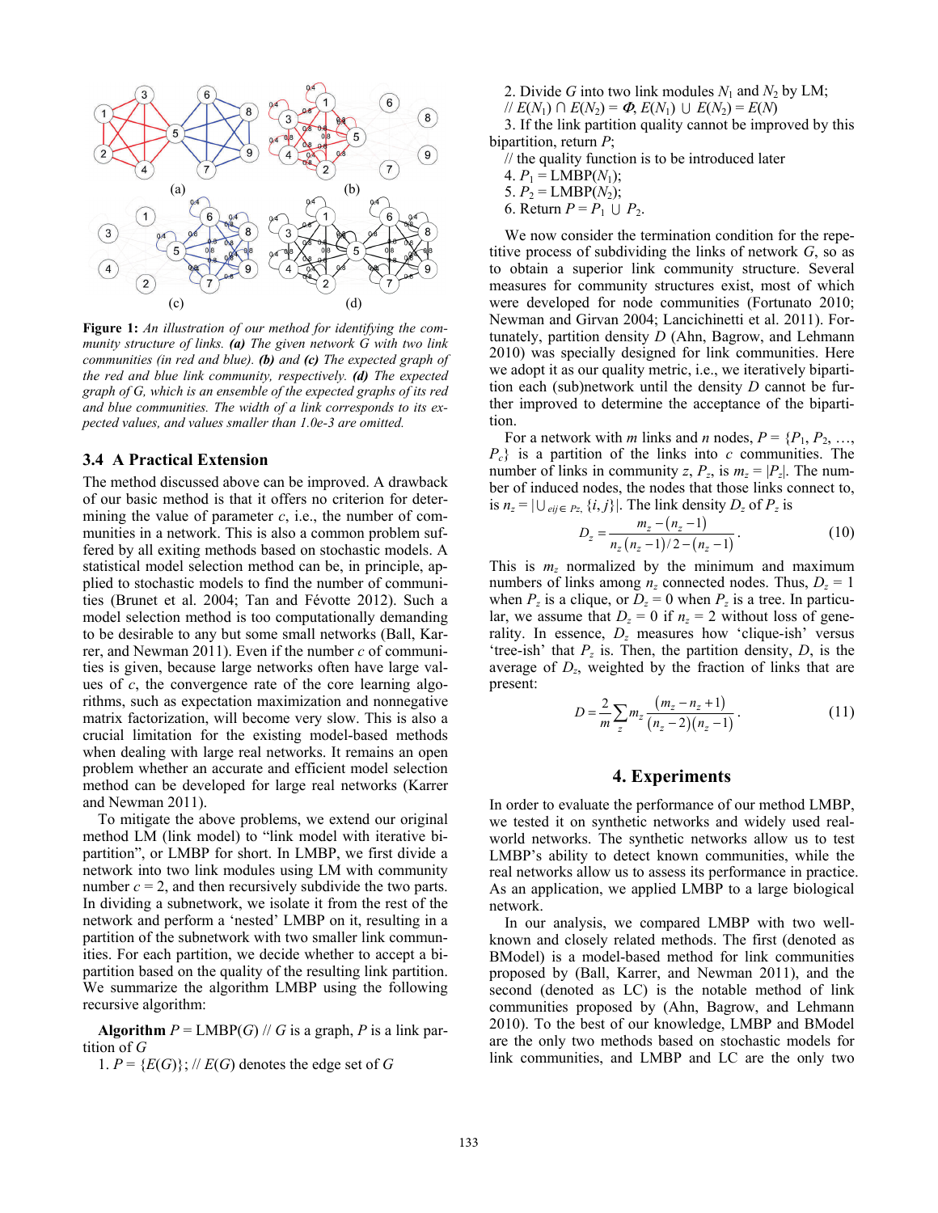**Figure 1:** *An illustration of our method for identifying the community structure of links.* ***(a)*** *The given network G with two link communities (in red and blue).* ***(b)*** *and* ***(c)*** *The expected graph of the red and blue link community, respectively.* ***(d)*** *The expected graph of G, which is an ensemble of the expected graphs of its red and blue communities. The width of a link corresponds to its expected values, and values smaller than 1.0e-3 are omitted.*

### 3.4 A Practical Extension

The method discussed above can be improved. A drawback of our basic method is that it offers no criterion for determining the value of parameter $c$, i.e., the number of communities in a network. This is also a common problem suffered by all exiting methods based on stochastic models. A statistical model selection method can be, in principle, applied to stochastic models to find the number of communities (Brunet et al. 2004; Tan and Févotte 2012). Such a model selection method is too computationally demanding to be desirable to any but some small networks (Ball, Karrer, and Newman 2011). Even if the number $c$ of communities is given, because large networks often have large values of $c$, the convergence rate of the core learning algorithms, such as expectation maximization and nonnegative matrix factorization, will become very slow. This is also a crucial limitation for the existing model-based methods when dealing with large real networks. It remains an open problem whether an accurate and efficient model selection method can be developed for large real networks (Karrer and Newman 2011).

To mitigate the above problems, we extend our original method LM (link model) to "link model with iterative bipartition", or LMBP for short. In LMBP, we first divide a network into two link modules using LM with community number $c = 2$, and then recursively subdivide the two parts. In dividing a subnetwork, we isolate it from the rest of the network and perform a 'nested' LMBP on it, resulting in a partition of the subnetwork with two smaller link communities. For each partition, we decide whether to accept a bipartition based on the quality of the resulting link partition. We summarize the algorithm LMBP using the following recursive algorithm:

**Algorithm** $P$ = LMBP($G$) // $G$ is a graph, $P$ is a link partition of $G$

1. $P = \{E(G)\}$; // $E(G)$ denotes the edge set of $G$
2. Divide $G$ into two link modules $N_1$ and $N_2$ by LM;
   // $E(N_1) \cap E(N_2) = \Phi$, $E(N_1) \cup E(N_2) = E(N)$
3. If the link partition quality cannot be improved by this bipartition, return $P$;
   // the quality function is to be introduced later
4. $P_1$ = LMBP($N_1$);
5. $P_2$ = LMBP($N_2$);
6. Return $P = P_1 \cup P_2$.

We now consider the termination condition for the repetitive process of subdividing the links of network $G$, so as to obtain a superior link community structure. Several measures for community structures exist, most of which were developed for node communities (Fortunato 2010; Newman and Girvan 2004; Lancichinetti et al. 2011). Fortunately, partition density $D$ (Ahn, Bagrow, and Lehmann 2010) was specially designed for link communities. Here we adopt it as our quality metric, i.e., we iteratively bipartition each (sub)network until the density $D$ cannot be further improved to determine the acceptance of the bipartition.

For a network with $m$ links and $n$ nodes, $P = \{P_1, P_2, \ldots, P_c\}$ is a partition of the links into $c$ communities. The number of links in community $z$, $P_z$, is $m_z = |P_z|$. The number of induced nodes, the nodes that those links connect to, is $n_z = |\cup_{e_{ij} \in P_z} \{i, j\}|$. The link density $D_z$ of $P_z$ is

$$D_z = \frac{m_z - (n_z - 1)}{n_z(n_z - 1)/2 - (n_z - 1)}. \quad (10)$$

This is $m_z$ normalized by the minimum and maximum numbers of links among $n_z$ connected nodes. Thus, $D_z = 1$ when $P_z$ is a clique, or $D_z = 0$ when $P_z$ is a tree. In particular, we assume that $D_z = 0$ if $n_z = 2$ without loss of generality. In essence, $D_z$ measures how 'clique-ish' versus 'tree-ish' that $P_z$ is. Then, the partition density, $D$, is the average of $D_z$, weighted by the fraction of links that are present:

$$D = \frac{2}{m}\sum_z m_z \frac{(m_z - n_z + 1)}{(n_z - 2)(n_z - 1)}. \quad (11)$$

## 4. Experiments

In order to evaluate the performance of our method LMBP, we tested it on synthetic networks and widely used real-world networks. The synthetic networks allow us to test LMBP's ability to detect known communities, while the real networks allow us to assess its performance in practice. As an application, we applied LMBP to a large biological network.

In our analysis, we compared LMBP with two well-known and closely related methods. The first (denoted as BModel) is a model-based method for link communities proposed by (Ball, Karrer, and Newman 2011), and the second (denoted as LC) is the notable method of link communities proposed by (Ahn, Bagrow, and Lehmann 2010). To the best of our knowledge, LMBP and BModel are the only two methods based on stochastic models for link communities, and LMBP and LC are the only two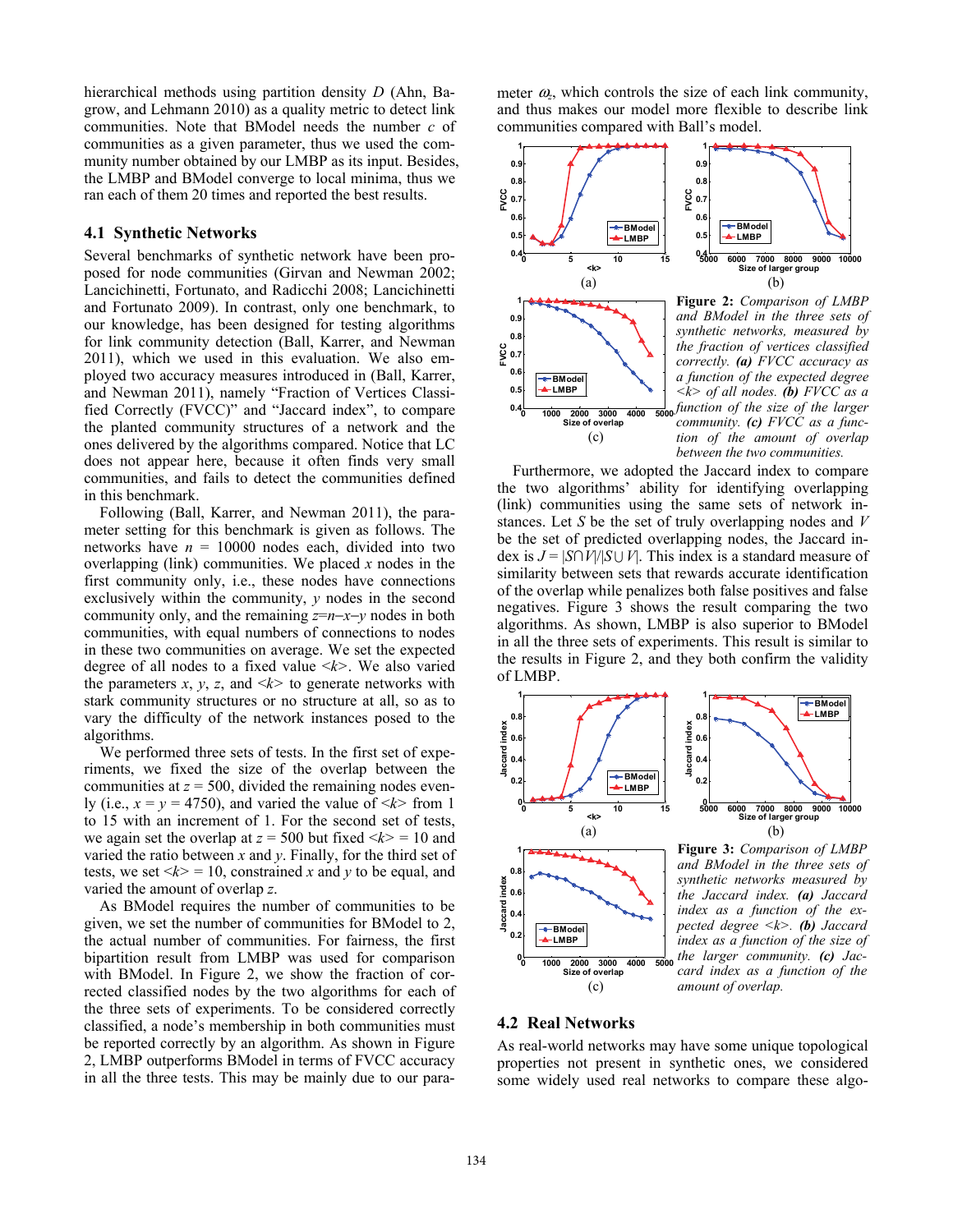hierarchical methods using partition density $D$ (Ahn, Bagrow, and Lehmann 2010) as a quality metric to detect link communities. Note that BModel needs the number $c$ of communities as a given parameter, thus we used the community number obtained by our LMBP as its input. Besides, the LMBP and BModel converge to local minima, thus we ran each of them 20 times and reported the best results.

## 4.1 Synthetic Networks

Several benchmarks of synthetic network have been proposed for node communities (Girvan and Newman 2002; Lancichinetti, Fortunato, and Radicchi 2008; Lancichinetti and Fortunato 2009). In contrast, only one benchmark, to our knowledge, has been designed for testing algorithms for link community detection (Ball, Karrer, and Newman 2011), which we used in this evaluation. We also employed two accuracy measures introduced in (Ball, Karrer, and Newman 2011), namely "Fraction of Vertices Classified Correctly (FVCC)" and "Jaccard index", to compare the planted community structures of a network and the ones delivered by the algorithms compared. Notice that LC does not appear here, because it often finds very small communities, and fails to detect the communities defined in this benchmark.

Following (Ball, Karrer, and Newman 2011), the parameter setting for this benchmark is given as follows. The networks have $n$ = 10000 nodes each, divided into two overlapping (link) communities. We placed $x$ nodes in the first community only, i.e., these nodes have connections exclusively within the community, $y$ nodes in the second community only, and the remaining $z=n-x-y$ nodes in both communities, with equal numbers of connections to nodes in these two communities on average. We set the expected degree of all nodes to a fixed value $<k>$. We also varied the parameters $x$, $y$, $z$, and $<k>$ to generate networks with stark community structures or no structure at all, so as to vary the difficulty of the network instances posed to the algorithms.

We performed three sets of tests. In the first set of experiments, we fixed the size of the overlap between the communities at $z$ = 500, divided the remaining nodes evenly (i.e., $x = y$ = 4750), and varied the value of $<k>$ from 1 to 15 with an increment of 1. For the second set of tests, we again set the overlap at $z$ = 500 but fixed $<k>$ = 10 and varied the ratio between $x$ and $y$. Finally, for the third set of tests, we set $<k>$ = 10, constrained $x$ and $y$ to be equal, and varied the amount of overlap $z$.

As BModel requires the number of communities to be given, we set the number of communities for BModel to 2, the actual number of communities. For fairness, the first bipartition result from LMBP was used for comparison with BModel. In Figure 2, we show the fraction of corrected classified nodes by the two algorithms for each of the three sets of experiments. To be considered correctly classified, a node's membership in both communities must be reported correctly by an algorithm. As shown in Figure 2, LMBP outperforms BModel in terms of FVCC accuracy in all the three tests. This may be mainly due to our parameter $\omega_z$, which controls the size of each link community, and thus makes our model more flexible to describe link communities compared with Ball's model.

**Figure 2:** *Comparison of LMBP and BModel in the three sets of synthetic networks, measured by the fraction of vertices classified correctly.* ***(a)*** *FVCC accuracy as a function of the expected degree <k> of all nodes.* ***(b)*** *FVCC as a function of the size of the larger community.* ***(c)*** *FVCC as a function of the amount of overlap between the two communities.*

Furthermore, we adopted the Jaccard index to compare the two algorithms' ability for identifying overlapping (link) communities using the same sets of network instances. Let $S$ be the set of truly overlapping nodes and $V$ be the set of predicted overlapping nodes, the Jaccard index is $J = |S \cap V|/|S \cup V|$. This index is a standard measure of similarity between sets that rewards accurate identification of the overlap while penalizes both false positives and false negatives. Figure 3 shows the result comparing the two algorithms. As shown, LMBP is also superior to BModel in all the three sets of experiments. This result is similar to the results in Figure 2, and they both confirm the validity of LMBP.

**Figure 3:** *Comparison of LMBP and BModel in the three sets of synthetic networks measured by the Jaccard index.* ***(a)*** *Jaccard index as a function of the expected degree <k>.* ***(b)*** *Jaccard index as a function of the size of the larger community.* ***(c)*** *Jaccard index as a function of the amount of overlap.*

## 4.2 Real Networks

As real-world networks may have some unique topological properties not present in synthetic ones, we considered some widely used real networks to compare these algo-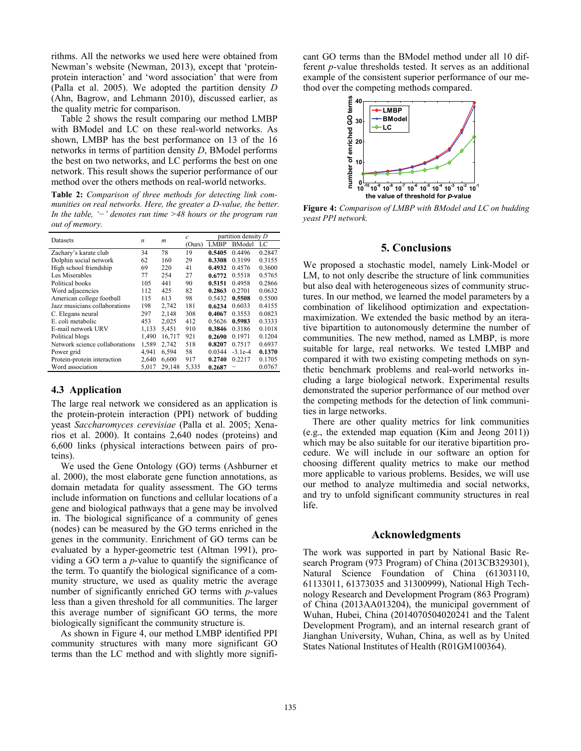rithms. All the networks we used here were obtained from Newman's website (Newman, 2013), except that 'protein-protein interaction' and 'word association' that were from (Palla et al. 2005). We adopted the partition density $D$ (Ahn, Bagrow, and Lehmann 2010), discussed earlier, as the quality metric for comparison.

Table 2 shows the result comparing our method LMBP with BModel and LC on these real-world networks. As shown, LMBP has the best performance on 13 of the 16 networks in terms of partition density $D$, BModel performs the best on two networks, and LC performs the best on one network. This result shows the superior performance of our method over the others methods on real-world networks.

**Table 2:** *Comparison of three methods for detecting link communities on real networks. Here, the greater a D-value, the better. In the table, '−' denotes run time >48 hours or the program ran out of memory.*

| Datasets | $n$ | $m$ | $c$ (Ours) | partition density $D$ | | |
|---|---|---|---|---|---|---|
| | | | | LMBP | BModel | LC |
| Zachary's karate club | 34 | 78 | 19 | **0.5405** | 0.4496 | 0.2847 |
| Dolphin social network | 62 | 160 | 29 | **0.3308** | 0.3199 | 0.3155 |
| High school friendship | 69 | 220 | 41 | **0.4932** | 0.4576 | 0.3600 |
| Les Miserables | 77 | 254 | 27 | **0.6772** | 0.5518 | 0.5765 |
| Political books | 105 | 441 | 90 | **0.5151** | 0.4958 | 0.2866 |
| Word adjacencies | 112 | 425 | 82 | **0.2863** | 0.2701 | 0.0632 |
| American college football | 115 | 613 | 98 | 0.5432 | **0.5508** | 0.5500 |
| Jazz musicians collaborations | 198 | 2,742 | 181 | **0.6234** | 0.6033 | 0.4155 |
| C. Elegans neural | 297 | 2,148 | 308 | **0.4067** | 0.3553 | 0.0823 |
| E. coli metabolic | 453 | 2,025 | 412 | 0.5626 | **0.5983** | 0.3333 |
| E-mail network URV | 1,133 | 5,451 | 910 | **0.3846** | 0.3186 | 0.1018 |
| Political blogs | 1,490 | 16,717 | 921 | **0.2690** | 0.1971 | 0.1204 |
| Network science collaborations | 1,589 | 2,742 | 518 | **0.8207** | 0.7517 | 0.6937 |
| Power grid | 4,941 | 6,594 | 58 | 0.0344 | -3.1e-4 | **0.1370** |
| Protein-protein interaction | 2,640 | 6,600 | 917 | **0.2740** | 0.2217 | 0.1705 |
| Word association | 5,017 | 29,148 | 5,335 | **0.2687** | − | 0.0767 |

### 4.3 Application

The large real network we considered as an application is the protein-protein interaction (PPI) network of budding yeast *Saccharomyces cerevisiae* (Palla et al. 2005; Xenarios et al. 2000). It contains 2,640 nodes (proteins) and 6,600 links (physical interactions between pairs of proteins).

We used the Gene Ontology (GO) terms (Ashburner et al. 2000), the most elaborate gene function annotations, as domain metadata for quality assessment. The GO terms include information on functions and cellular locations of a gene and biological pathways that a gene may be involved in. The biological significance of a community of genes (nodes) can be measured by the GO terms enriched in the genes in the community. Enrichment of GO terms can be evaluated by a hyper-geometric test (Altman 1991), providing a GO term a $p$-value to quantify the significance of the term. To quantify the biological significance of a community structure, we used as quality metric the average number of significantly enriched GO terms with $p$-values less than a given threshold for all communities. The larger this average number of significant GO terms, the more biologically significant the community structure is.

As shown in Figure 4, our method LMBP identified PPI community structures with many more significant GO terms than the LC method and with slightly more significant GO terms than the BModel method under all 10 different $p$-value thresholds tested. It serves as an additional example of the consistent superior performance of our method over the competing methods compared.

**Figure 4:** *Comparison of LMBP with BModel and LC on budding yeast PPI network.*

## 5. Conclusions

We proposed a stochastic model, namely Link-Model or LM, to not only describe the structure of link communities but also deal with heterogeneous sizes of community structures. In our method, we learned the model parameters by a combination of likelihood optimization and expectation-maximization. We extended the basic method by an iterative bipartition to autonomously determine the number of communities. The new method, named as LMBP, is more suitable for large, real networks. We tested LMBP and compared it with two existing competing methods on synthetic benchmark problems and real-world networks including a large biological network. Experimental results demonstrated the superior performance of our method over the competing methods for the detection of link communities in large networks.

There are other quality metrics for link communities (e.g., the extended map equation (Kim and Jeong 2011)) which may be also suitable for our iterative bipartition procedure. We will include in our software an option for choosing different quality metrics to make our method more applicable to various problems. Besides, we will use our method to analyze multimedia and social networks, and try to unfold significant community structures in real life.

## Acknowledgments

The work was supported in part by National Basic Research Program (973 Program) of China (2013CB329301), Natural Science Foundation of China (61303110, 61133011, 61373035 and 31300999), National High Technology Research and Development Program (863 Program) of China (2013AA013204), the municipal government of Wuhan, Hubei, China (2014070504020241 and the Talent Development Program), and an internal research grant of Jianghan University, Wuhan, China, as well as by United States National Institutes of Health (R01GM100364).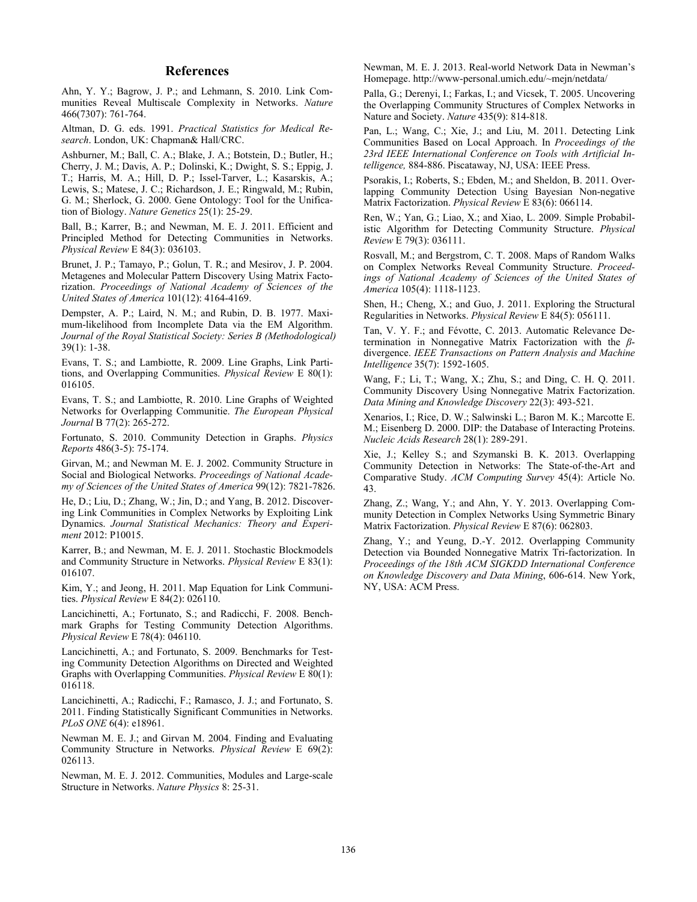## References

Ahn, Y. Y.; Bagrow, J. P.; and Lehmann, S. 2010. Link Communities Reveal Multiscale Complexity in Networks. *Nature* 466(7307): 761-764.

Altman, D. G. eds. 1991. *Practical Statistics for Medical Research*. London, UK: Chapman& Hall/CRC.

Ashburner, M.; Ball, C. A.; Blake, J. A.; Botstein, D.; Butler, H.; Cherry, J. M.; Davis, A. P.; Dolinski, K.; Dwight, S. S.; Eppig, J. T.; Harris, M. A.; Hill, D. P.; Issel-Tarver, L.; Kasarskis, A.; Lewis, S.; Matese, J. C.; Richardson, J. E.; Ringwald, M.; Rubin, G. M.; Sherlock, G. 2000. Gene Ontology: Tool for the Unification of Biology. *Nature Genetics* 25(1): 25-29.

Ball, B.; Karrer, B.; and Newman, M. E. J. 2011. Efficient and Principled Method for Detecting Communities in Networks. *Physical Review* E 84(3): 036103.

Brunet, J. P.; Tamayo, P.; Golun, T. R.; and Mesirov, J. P. 2004. Metagenes and Molecular Pattern Discovery Using Matrix Factorization. *Proceedings of National Academy of Sciences of the United States of America* 101(12): 4164-4169.

Dempster, A. P.; Laird, N. M.; and Rubin, D. B. 1977. Maximum-likelihood from Incomplete Data via the EM Algorithm. *Journal of the Royal Statistical Society: Series B (Methodological)* 39(1): 1-38.

Evans, T. S.; and Lambiotte, R. 2009. Line Graphs, Link Partitions, and Overlapping Communities. *Physical Review* E 80(1): 016105.

Evans, T. S.; and Lambiotte, R. 2010. Line Graphs of Weighted Networks for Overlapping Communitie. *The European Physical Journal* B 77(2): 265-272.

Fortunato, S. 2010. Community Detection in Graphs. *Physics Reports* 486(3-5): 75-174.

Girvan, M.; and Newman M. E. J. 2002. Community Structure in Social and Biological Networks. *Proceedings of National Academy of Sciences of the United States of America* 99(12): 7821-7826.

He, D.; Liu, D.; Zhang, W.; Jin, D.; and Yang, B. 2012. Discovering Link Communities in Complex Networks by Exploiting Link Dynamics. *Journal Statistical Mechanics: Theory and Experiment* 2012: P10015.

Karrer, B.; and Newman, M. E. J. 2011. Stochastic Blockmodels and Community Structure in Networks. *Physical Review* E 83(1): 016107.

Kim, Y.; and Jeong, H. 2011. Map Equation for Link Communities. *Physical Review* E 84(2): 026110.

Lancichinetti, A.; Fortunato, S.; and Radicchi, F. 2008. Benchmark Graphs for Testing Community Detection Algorithms. *Physical Review* E 78(4): 046110.

Lancichinetti, A.; and Fortunato, S. 2009. Benchmarks for Testing Community Detection Algorithms on Directed and Weighted Graphs with Overlapping Communities. *Physical Review* E 80(1): 016118.

Lancichinetti, A.; Radicchi, F.; Ramasco, J. J.; and Fortunato, S. 2011. Finding Statistically Significant Communities in Networks. *PLoS ONE* 6(4): e18961.

Newman M. E. J.; and Girvan M. 2004. Finding and Evaluating Community Structure in Networks. *Physical Review* E 69(2): 026113.

Newman, M. E. J. 2012. Communities, Modules and Large-scale Structure in Networks. *Nature Physics* 8: 25-31.

Newman, M. E. J. 2013. Real-world Network Data in Newman's Homepage. http://www-personal.umich.edu/~mejn/netdata/

Palla, G.; Derenyi, I.; Farkas, I.; and Vicsek, T. 2005. Uncovering the Overlapping Community Structures of Complex Networks in Nature and Society. *Nature* 435(9): 814-818.

Pan, L.; Wang, C.; Xie, J.; and Liu, M. 2011. Detecting Link Communities Based on Local Approach. In *Proceedings of the 23rd IEEE International Conference on Tools with Artificial Intelligence,* 884-886. Piscataway, NJ, USA: IEEE Press.

Psorakis, I.; Roberts, S.; Ebden, M.; and Sheldon, B. 2011. Overlapping Community Detection Using Bayesian Non-negative Matrix Factorization. *Physical Review* E 83(6): 066114.

Ren, W.; Yan, G.; Liao, X.; and Xiao, L. 2009. Simple Probabilistic Algorithm for Detecting Community Structure. *Physical Review* E 79(3): 036111.

Rosvall, M.; and Bergstrom, C. T. 2008. Maps of Random Walks on Complex Networks Reveal Community Structure. *Proceedings of National Academy of Sciences of the United States of America* 105(4): 1118-1123.

Shen, H.; Cheng, X.; and Guo, J. 2011. Exploring the Structural Regularities in Networks. *Physical Review* E 84(5): 056111.

Tan, V. Y. F.; and Févotte, C. 2013. Automatic Relevance Determination in Nonnegative Matrix Factorization with the *β*-divergence. *IEEE Transactions on Pattern Analysis and Machine Intelligence* 35(7): 1592-1605.

Wang, F.; Li, T.; Wang, X.; Zhu, S.; and Ding, C. H. Q. 2011. Community Discovery Using Nonnegative Matrix Factorization. *Data Mining and Knowledge Discovery* 22(3): 493-521.

Xenarios, I.; Rice, D. W.; Salwinski L.; Baron M. K.; Marcotte E. M.; Eisenberg D. 2000. DIP: the Database of Interacting Proteins. *Nucleic Acids Research* 28(1): 289-291.

Xie, J.; Kelley S.; and Szymanski B. K. 2013. Overlapping Community Detection in Networks: The State-of-the-Art and Comparative Study. *ACM Computing Survey* 45(4): Article No. 43.

Zhang, Z.; Wang, Y.; and Ahn, Y. Y. 2013. Overlapping Community Detection in Complex Networks Using Symmetric Binary Matrix Factorization. *Physical Review* E 87(6): 062803.

Zhang, Y.; and Yeung, D.-Y. 2012. Overlapping Community Detection via Bounded Nonnegative Matrix Tri-factorization. In *Proceedings of the 18th ACM SIGKDD International Conference on Knowledge Discovery and Data Mining*, 606-614. New York, NY, USA: ACM Press.